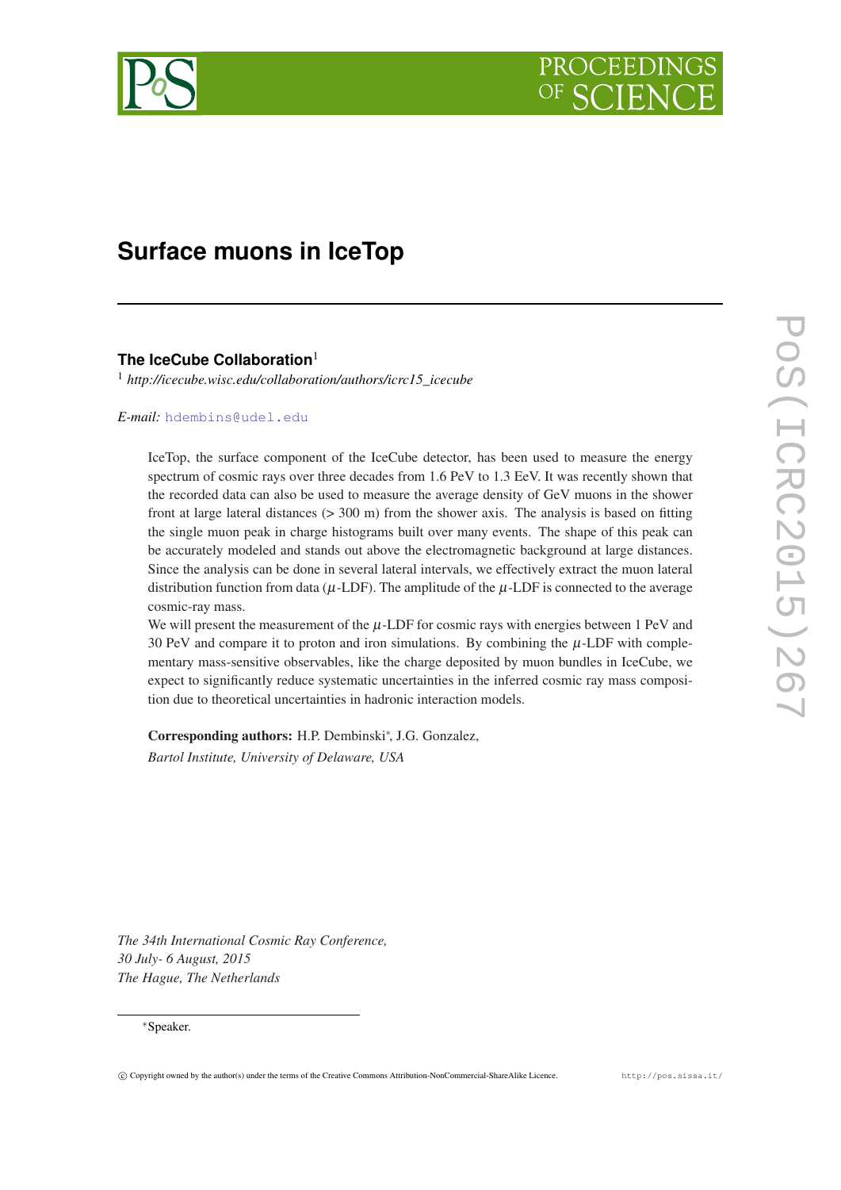# Surface muons in IceTop

**The IceCube Collaboration**[1]

[1] *http://icecube.wisc.edu/collaboration/authors/icrc15_icecube*

*E-mail:* hdembins@udel.edu

IceTop, the surface component of the IceCube detector, has been used to measure the energy spectrum of cosmic rays over three decades from 1.6 PeV to 1.3 EeV. It was recently shown that the recorded data can also be used to measure the average density of GeV muons in the shower front at large lateral distances (> 300 m) from the shower axis. The analysis is based on fitting the single muon peak in charge histograms built over many events. The shape of this peak can be accurately modeled and stands out above the electromagnetic background at large distances. Since the analysis can be done in several lateral intervals, we effectively extract the muon lateral distribution function from data ($\mu$-LDF). The amplitude of the $\mu$-LDF is connected to the average cosmic-ray mass.

We will present the measurement of the $\mu$-LDF for cosmic rays with energies between 1 PeV and 30 PeV and compare it to proton and iron simulations. By combining the $\mu$-LDF with complementary mass-sensitive observables, like the charge deposited by muon bundles in IceCube, we expect to significantly reduce systematic uncertainties in the inferred cosmic ray mass composition due to theoretical uncertainties in hadronic interaction models.

**Corresponding authors:** H.P. Dembinski*, J.G. Gonzalez,
*Bartol Institute, University of Delaware, USA*

*The 34th International Cosmic Ray Conference,*
*30 July- 6 August, 2015*
*The Hague, The Netherlands*

*Speaker.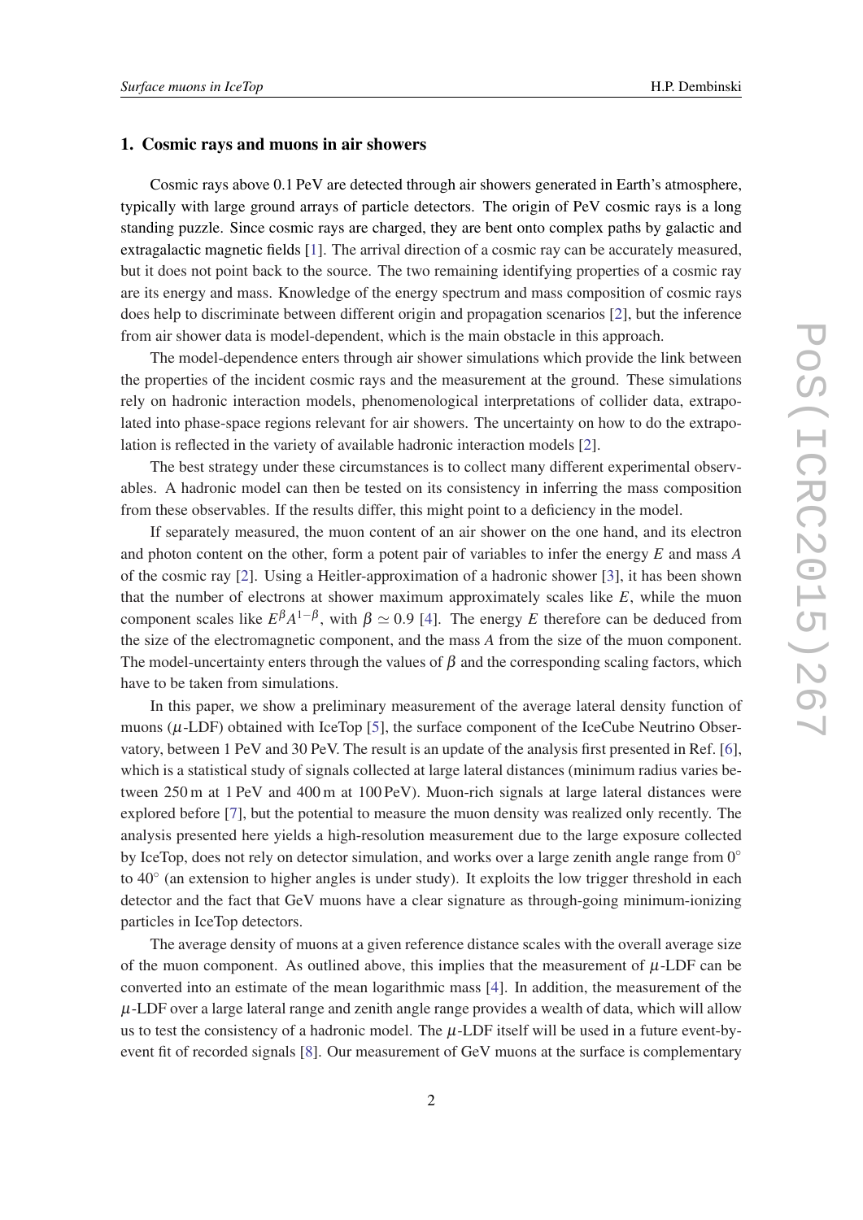## 1. Cosmic rays and muons in air showers

Cosmic rays above 0.1 PeV are detected through air showers generated in Earth's atmosphere, typically with large ground arrays of particle detectors. The origin of PeV cosmic rays is a long standing puzzle. Since cosmic rays are charged, they are bent onto complex paths by galactic and extragalactic magnetic fields [1]. The arrival direction of a cosmic ray can be accurately measured, but it does not point back to the source. The two remaining identifying properties of a cosmic ray are its energy and mass. Knowledge of the energy spectrum and mass composition of cosmic rays does help to discriminate between different origin and propagation scenarios [2], but the inference from air shower data is model-dependent, which is the main obstacle in this approach.

The model-dependence enters through air shower simulations which provide the link between the properties of the incident cosmic rays and the measurement at the ground. These simulations rely on hadronic interaction models, phenomenological interpretations of collider data, extrapolated into phase-space regions relevant for air showers. The uncertainty on how to do the extrapolation is reflected in the variety of available hadronic interaction models [2].

The best strategy under these circumstances is to collect many different experimental observables. A hadronic model can then be tested on its consistency in inferring the mass composition from these observables. If the results differ, this might point to a deficiency in the model.

If separately measured, the muon content of an air shower on the one hand, and its electron and photon content on the other, form a potent pair of variables to infer the energy $E$ and mass $A$ of the cosmic ray [2]. Using a Heitler-approximation of a hadronic shower [3], it has been shown that the number of electrons at shower maximum approximately scales like $E$, while the muon component scales like $E^{\beta}A^{1-\beta}$, with $\beta \simeq 0.9$ [4]. The energy $E$ therefore can be deduced from the size of the electromagnetic component, and the mass $A$ from the size of the muon component. The model-uncertainty enters through the values of $\beta$ and the corresponding scaling factors, which have to be taken from simulations.

In this paper, we show a preliminary measurement of the average lateral density function of muons ($\mu$-LDF) obtained with IceTop [5], the surface component of the IceCube Neutrino Observatory, between 1 PeV and 30 PeV. The result is an update of the analysis first presented in Ref. [6], which is a statistical study of signals collected at large lateral distances (minimum radius varies between 250 m at 1 PeV and 400 m at 100 PeV). Muon-rich signals at large lateral distances were explored before [7], but the potential to measure the muon density was realized only recently. The analysis presented here yields a high-resolution measurement due to the large exposure collected by IceTop, does not rely on detector simulation, and works over a large zenith angle range from 0° to 40° (an extension to higher angles is under study). It exploits the low trigger threshold in each detector and the fact that GeV muons have a clear signature as through-going minimum-ionizing particles in IceTop detectors.

The average density of muons at a given reference distance scales with the overall average size of the muon component. As outlined above, this implies that the measurement of $\mu$-LDF can be converted into an estimate of the mean logarithmic mass [4]. In addition, the measurement of the $\mu$-LDF over a large lateral range and zenith angle range provides a wealth of data, which will allow us to test the consistency of a hadronic model. The $\mu$-LDF itself will be used in a future event-by-event fit of recorded signals [8]. Our measurement of GeV muons at the surface is complementary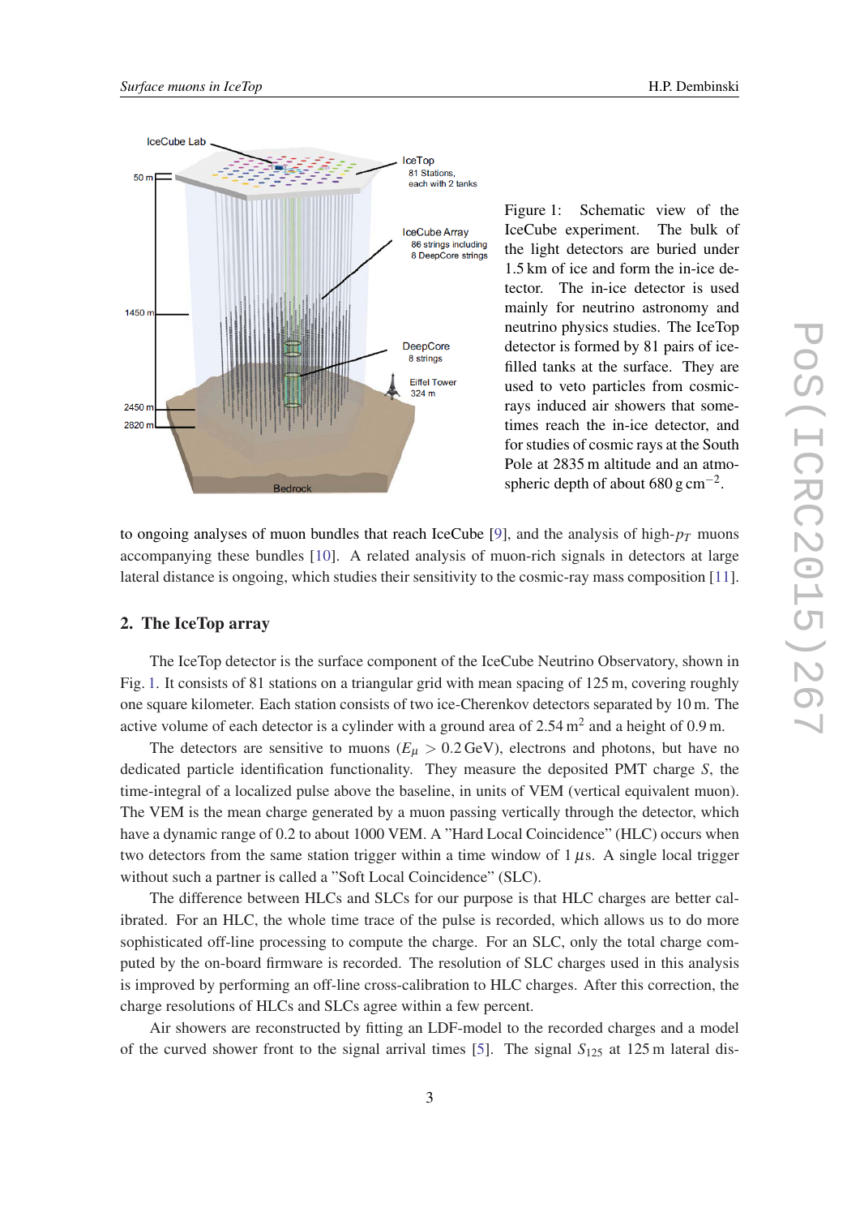Figure 1: Schematic view of the IceCube experiment. The bulk of the light detectors are buried under 1.5 km of ice and form the in-ice detector. The in-ice detector is used mainly for neutrino astronomy and neutrino physics studies. The IceTop detector is formed by 81 pairs of ice-filled tanks at the surface. They are used to veto particles from cosmic-rays induced air showers that sometimes reach the in-ice detector, and for studies of cosmic rays at the South Pole at 2835 m altitude and an atmospheric depth of about 680 g cm$^{-2}$.

to ongoing analyses of muon bundles that reach IceCube [9], and the analysis of high-$p_T$ muons accompanying these bundles [10]. A related analysis of muon-rich signals in detectors at large lateral distance is ongoing, which studies their sensitivity to the cosmic-ray mass composition [11].

## 2. The IceTop array

The IceTop detector is the surface component of the IceCube Neutrino Observatory, shown in Fig. 1. It consists of 81 stations on a triangular grid with mean spacing of 125 m, covering roughly one square kilometer. Each station consists of two ice-Cherenkov detectors separated by 10 m. The active volume of each detector is a cylinder with a ground area of 2.54 m$^2$ and a height of 0.9 m.

The detectors are sensitive to muons ($E_\mu > 0.2\,\mathrm{GeV}$), electrons and photons, but have no dedicated particle identification functionality. They measure the deposited PMT charge $S$, the time-integral of a localized pulse above the baseline, in units of VEM (vertical equivalent muon). The VEM is the mean charge generated by a muon passing vertically through the detector, which have a dynamic range of 0.2 to about 1000 VEM. A "Hard Local Coincidence" (HLC) occurs when two detectors from the same station trigger within a time window of 1 $\mu$s. A single local trigger without such a partner is called a "Soft Local Coincidence" (SLC).

The difference between HLCs and SLCs for our purpose is that HLC charges are better calibrated. For an HLC, the whole time trace of the pulse is recorded, which allows us to do more sophisticated off-line processing to compute the charge. For an SLC, only the total charge computed by the on-board firmware is recorded. The resolution of SLC charges used in this analysis is improved by performing an off-line cross-calibration to HLC charges. After this correction, the charge resolutions of HLCs and SLCs agree within a few percent.

Air showers are reconstructed by fitting an LDF-model to the recorded charges and a model of the curved shower front to the signal arrival times [5]. The signal $S_{125}$ at 125 m lateral dis-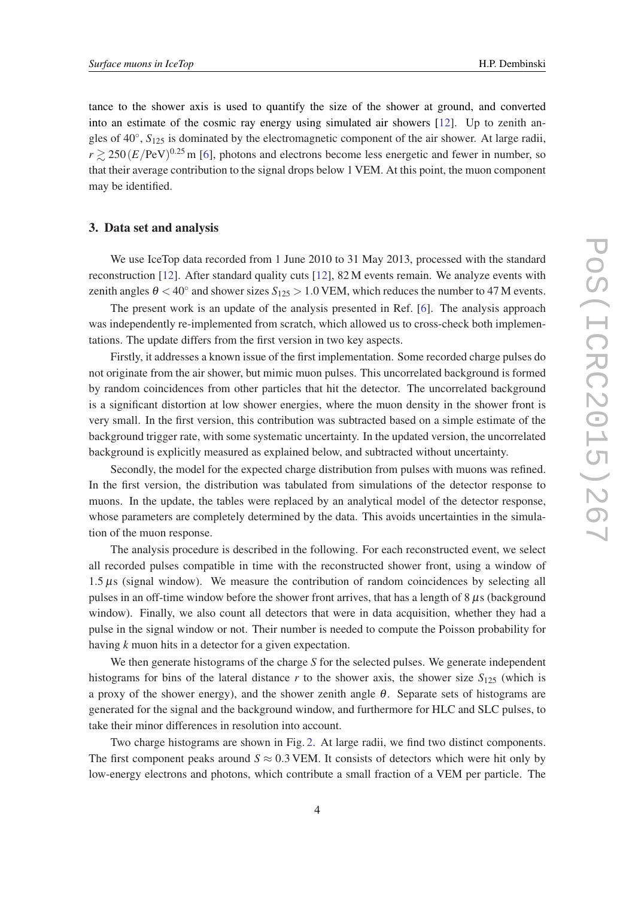tance to the shower axis is used to quantify the size of the shower at ground, and converted into an estimate of the cosmic ray energy using simulated air showers [12]. Up to zenith angles of 40°, $S_{125}$ is dominated by the electromagnetic component of the air shower. At large radii, $r \gtrsim 250\,(E/\mathrm{PeV})^{0.25}\,\mathrm{m}$ [6], photons and electrons become less energetic and fewer in number, so that their average contribution to the signal drops below 1 VEM. At this point, the muon component may be identified.

## 3. Data set and analysis

We use IceTop data recorded from 1 June 2010 to 31 May 2013, processed with the standard reconstruction [12]. After standard quality cuts [12], 82 M events remain. We analyze events with zenith angles $\theta < 40^\circ$ and shower sizes $S_{125} > 1.0\,\mathrm{VEM}$, which reduces the number to 47 M events.

The present work is an update of the analysis presented in Ref. [6]. The analysis approach was independently re-implemented from scratch, which allowed us to cross-check both implementations. The update differs from the first version in two key aspects.

Firstly, it addresses a known issue of the first implementation. Some recorded charge pulses do not originate from the air shower, but mimic muon pulses. This uncorrelated background is formed by random coincidences from other particles that hit the detector. The uncorrelated background is a significant distortion at low shower energies, where the muon density in the shower front is very small. In the first version, this contribution was subtracted based on a simple estimate of the background trigger rate, with some systematic uncertainty. In the updated version, the uncorrelated background is explicitly measured as explained below, and subtracted without uncertainty.

Secondly, the model for the expected charge distribution from pulses with muons was refined. In the first version, the distribution was tabulated from simulations of the detector response to muons. In the update, the tables were replaced by an analytical model of the detector response, whose parameters are completely determined by the data. This avoids uncertainties in the simulation of the muon response.

The analysis procedure is described in the following. For each reconstructed event, we select all recorded pulses compatible in time with the reconstructed shower front, using a window of $1.5\,\mu\mathrm{s}$ (signal window). We measure the contribution of random coincidences by selecting all pulses in an off-time window before the shower front arrives, that has a length of $8\,\mu\mathrm{s}$ (background window). Finally, we also count all detectors that were in data acquisition, whether they had a pulse in the signal window or not. Their number is needed to compute the Poisson probability for having $k$ muon hits in a detector for a given expectation.

We then generate histograms of the charge $S$ for the selected pulses. We generate independent histograms for bins of the lateral distance $r$ to the shower axis, the shower size $S_{125}$ (which is a proxy of the shower energy), and the shower zenith angle $\theta$. Separate sets of histograms are generated for the signal and the background window, and furthermore for HLC and SLC pulses, to take their minor differences in resolution into account.

Two charge histograms are shown in Fig. 2. At large radii, we find two distinct components. The first component peaks around $S \approx 0.3\,\mathrm{VEM}$. It consists of detectors which were hit only by low-energy electrons and photons, which contribute a small fraction of a VEM per particle. The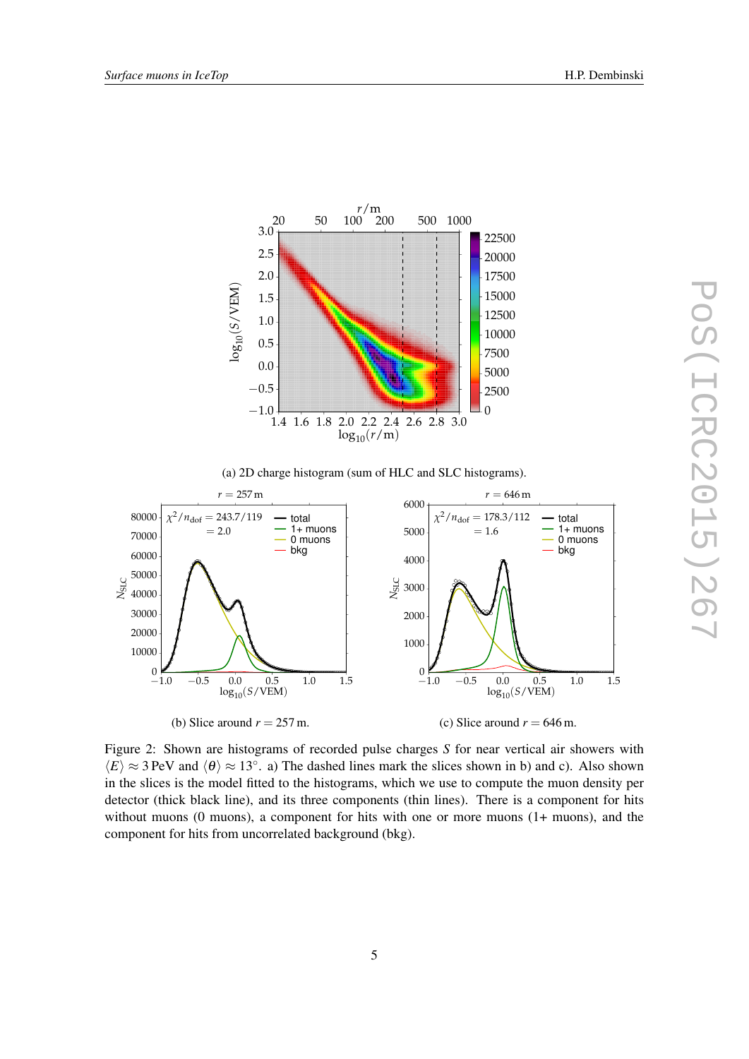(a) 2D charge histogram (sum of HLC and SLC histograms).

(b) Slice around $r = 257\,\text{m}$.

(c) Slice around $r = 646\,\text{m}$.

Figure 2: Shown are histograms of recorded pulse charges $S$ for near vertical air showers with $\langle E \rangle \approx 3\,\text{PeV}$ and $\langle \theta \rangle \approx 13^\circ$. a) The dashed lines mark the slices shown in b) and c). Also shown in the slices is the model fitted to the histograms, which we use to compute the muon density per detector (thick black line), and its three components (thin lines). There is a component for hits without muons (0 muons), a component for hits with one or more muons (1+ muons), and the component for hits from uncorrelated background (bkg).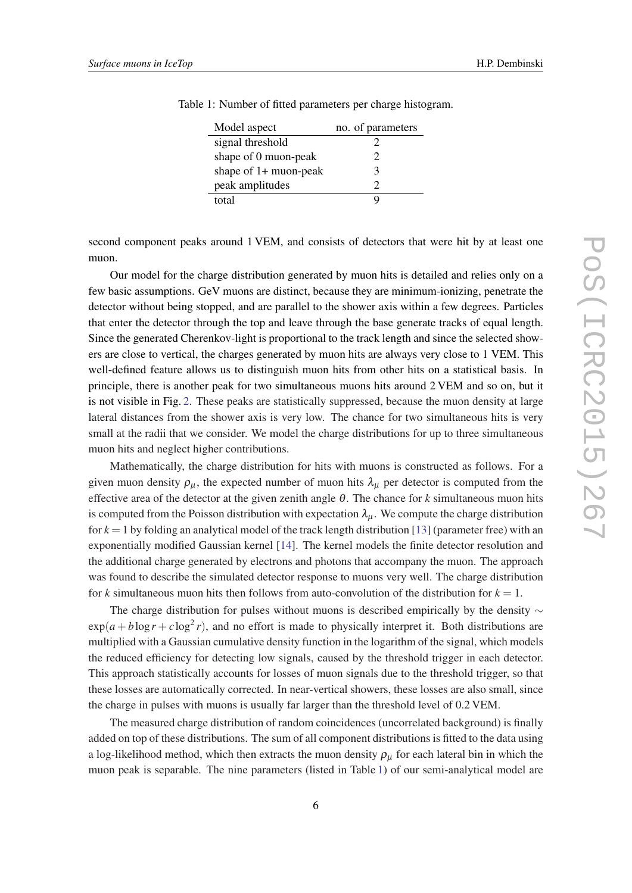Table 1: Number of fitted parameters per charge histogram.

| Model aspect | no. of parameters |
|---|---|
| signal threshold | 2 |
| shape of 0 muon-peak | 2 |
| shape of 1+ muon-peak | 3 |
| peak amplitudes | 2 |
| total | 9 |

second component peaks around 1 VEM, and consists of detectors that were hit by at least one muon.

Our model for the charge distribution generated by muon hits is detailed and relies only on a few basic assumptions. GeV muons are distinct, because they are minimum-ionizing, penetrate the detector without being stopped, and are parallel to the shower axis within a few degrees. Particles that enter the detector through the top and leave through the base generate tracks of equal length. Since the generated Cherenkov-light is proportional to the track length and since the selected showers are close to vertical, the charges generated by muon hits are always very close to 1 VEM. This well-defined feature allows us to distinguish muon hits from other hits on a statistical basis. In principle, there is another peak for two simultaneous muons hits around 2 VEM and so on, but it is not visible in Fig. 2. These peaks are statistically suppressed, because the muon density at large lateral distances from the shower axis is very low. The chance for two simultaneous hits is very small at the radii that we consider. We model the charge distributions for up to three simultaneous muon hits and neglect higher contributions.

Mathematically, the charge distribution for hits with muons is constructed as follows. For a given muon density $\rho_\mu$, the expected number of muon hits $\lambda_\mu$ per detector is computed from the effective area of the detector at the given zenith angle $\theta$. The chance for $k$ simultaneous muon hits is computed from the Poisson distribution with expectation $\lambda_\mu$. We compute the charge distribution for $k = 1$ by folding an analytical model of the track length distribution [13] (parameter free) with an exponentially modified Gaussian kernel [14]. The kernel models the finite detector resolution and the additional charge generated by electrons and photons that accompany the muon. The approach was found to describe the simulated detector response to muons very well. The charge distribution for $k$ simultaneous muon hits then follows from auto-convolution of the distribution for $k = 1$.

The charge distribution for pulses without muons is described empirically by the density $\sim \exp(a + b\log r + c\log^2 r)$, and no effort is made to physically interpret it. Both distributions are multiplied with a Gaussian cumulative density function in the logarithm of the signal, which models the reduced efficiency for detecting low signals, caused by the threshold trigger in each detector. This approach statistically accounts for losses of muon signals due to the threshold trigger, so that these losses are automatically corrected. In near-vertical showers, these losses are also small, since the charge in pulses with muons is usually far larger than the threshold level of 0.2 VEM.

The measured charge distribution of random coincidences (uncorrelated background) is finally added on top of these distributions. The sum of all component distributions is fitted to the data using a log-likelihood method, which then extracts the muon density $\rho_\mu$ for each lateral bin in which the muon peak is separable. The nine parameters (listed in Table 1) of our semi-analytical model are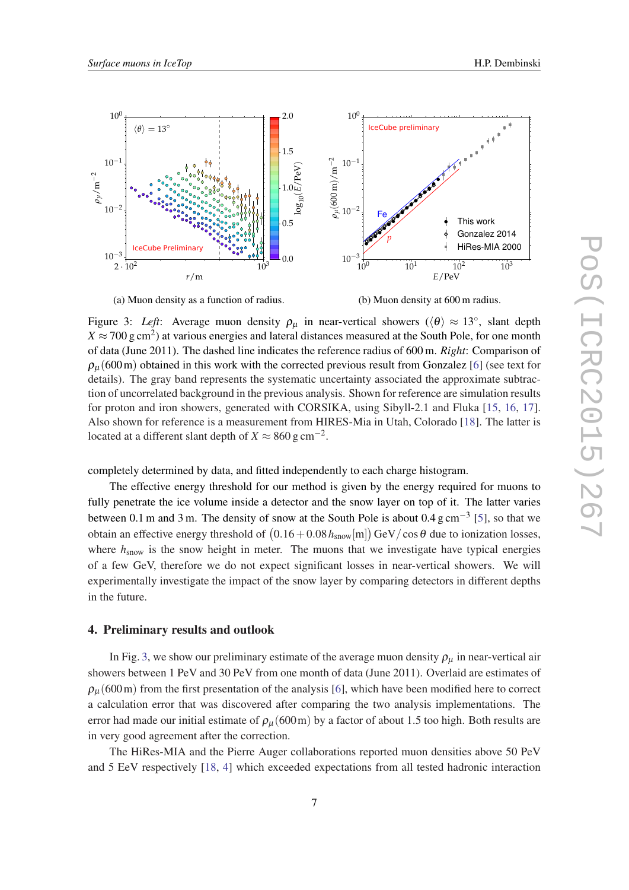(a) Muon density as a function of radius.

(b) Muon density at 600 m radius.

Figure 3: *Left*: Average muon density $\rho_\mu$ in near-vertical showers ($\langle\theta\rangle \approx 13^\circ$, slant depth $X \approx 700\,\mathrm{g\,cm^2}$) at various energies and lateral distances measured at the South Pole, for one month of data (June 2011). The dashed line indicates the reference radius of 600 m. *Right*: Comparison of $\rho_\mu(600\,\mathrm{m})$ obtained in this work with the corrected previous result from Gonzalez [6] (see text for details). The gray band represents the systematic uncertainty associated the approximate subtraction of uncorrelated background in the previous analysis. Shown for reference are simulation results for proton and iron showers, generated with CORSIKA, using Sibyll-2.1 and Fluka [15, 16, 17]. Also shown for reference is a measurement from HIRES-Mia in Utah, Colorado [18]. The latter is located at a different slant depth of $X \approx 860\,\mathrm{g\,cm^{-2}}$.

completely determined by data, and fitted independently to each charge histogram.

The effective energy threshold for our method is given by the energy required for muons to fully penetrate the ice volume inside a detector and the snow layer on top of it. The latter varies between 0.1 m and 3 m. The density of snow at the South Pole is about $0.4\,\mathrm{g\,cm^{-3}}$ [5], so that we obtain an effective energy threshold of $\left(0.16 + 0.08\,h_\mathrm{snow}[\mathrm{m}]\right)\,\mathrm{GeV}/\cos\theta$ due to ionization losses, where $h_\mathrm{snow}$ is the snow height in meter. The muons that we investigate have typical energies of a few GeV, therefore we do not expect significant losses in near-vertical showers. We will experimentally investigate the impact of the snow layer by comparing detectors in different depths in the future.

## 4. Preliminary results and outlook

In Fig. 3, we show our preliminary estimate of the average muon density $\rho_\mu$ in near-vertical air showers between 1 PeV and 30 PeV from one month of data (June 2011). Overlaid are estimates of $\rho_\mu(600\,\mathrm{m})$ from the first presentation of the analysis [6], which have been modified here to correct a calculation error that was discovered after comparing the two analysis implementations. The error had made our initial estimate of $\rho_\mu(600\,\mathrm{m})$ by a factor of about 1.5 too high. Both results are in very good agreement after the correction.

The HiRes-MIA and the Pierre Auger collaborations reported muon densities above 50 PeV and 5 EeV respectively [18, 4] which exceeded expectations from all tested hadronic interaction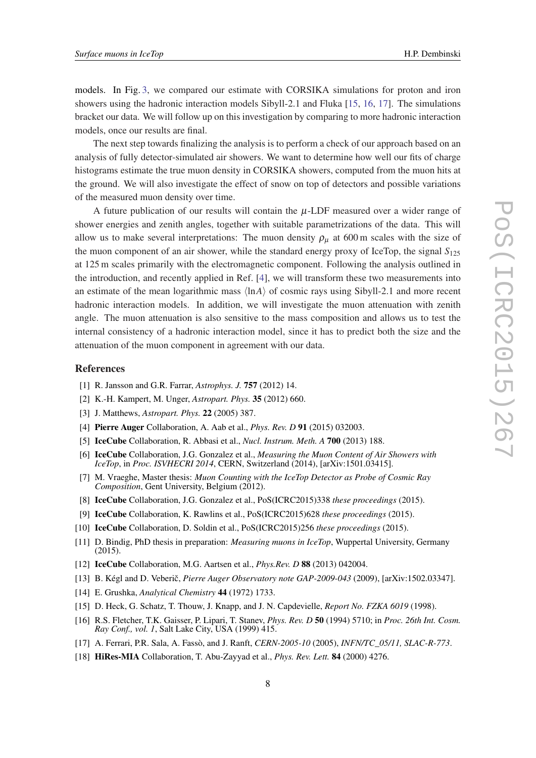models. In Fig. 3, we compared our estimate with CORSIKA simulations for proton and iron showers using the hadronic interaction models Sibyll-2.1 and Fluka [15, 16, 17]. The simulations bracket our data. We will follow up on this investigation by comparing to more hadronic interaction models, once our results are final.

The next step towards finalizing the analysis is to perform a check of our approach based on an analysis of fully detector-simulated air showers. We want to determine how well our fits of charge histograms estimate the true muon density in CORSIKA showers, computed from the muon hits at the ground. We will also investigate the effect of snow on top of detectors and possible variations of the measured muon density over time.

A future publication of our results will contain the $\mu$-LDF measured over a wider range of shower energies and zenith angles, together with suitable parametrizations of the data. This will allow us to make several interpretations: The muon density $\rho_\mu$ at 600 m scales with the size of the muon component of an air shower, while the standard energy proxy of IceTop, the signal $S_{125}$ at 125 m scales primarily with the electromagnetic component. Following the analysis outlined in the introduction, and recently applied in Ref. [4], we will transform these two measurements into an estimate of the mean logarithmic mass $\langle \ln A \rangle$ of cosmic rays using Sibyll-2.1 and more recent hadronic interaction models. In addition, we will investigate the muon attenuation with zenith angle. The muon attenuation is also sensitive to the mass composition and allows us to test the internal consistency of a hadronic interaction model, since it has to predict both the size and the attenuation of the muon component in agreement with our data.

## References

[1] R. Jansson and G.R. Farrar, *Astrophys. J.* **757** (2012) 14.

[2] K.-H. Kampert, M. Unger, *Astropart. Phys.* **35** (2012) 660.

[3] J. Matthews, *Astropart. Phys.* **22** (2005) 387.

[4] **Pierre Auger** Collaboration, A. Aab et al., *Phys. Rev. D* **91** (2015) 032003.

[5] **IceCube** Collaboration, R. Abbasi et al., *Nucl. Instrum. Meth. A* **700** (2013) 188.

[6] **IceCube** Collaboration, J.G. Gonzalez et al., *Measuring the Muon Content of Air Showers with IceTop*, in *Proc. ISVHECRI 2014*, CERN, Switzerland (2014), [arXiv:1501.03415].

[7] M. Vraeghe, Master thesis: *Muon Counting with the IceTop Detector as Probe of Cosmic Ray Composition*, Gent University, Belgium (2012).

[8] **IceCube** Collaboration, J.G. Gonzalez et al., PoS(ICRC2015)338 *these proceedings* (2015).

[9] **IceCube** Collaboration, K. Rawlins et al., PoS(ICRC2015)628 *these proceedings* (2015).

[10] **IceCube** Collaboration, D. Soldin et al., PoS(ICRC2015)256 *these proceedings* (2015).

[11] D. Bindig, PhD thesis in preparation: *Measuring muons in IceTop*, Wuppertal University, Germany (2015).

[12] **IceCube** Collaboration, M.G. Aartsen et al., *Phys.Rev. D* **88** (2013) 042004.

[13] B. Kégl and D. Veberič, *Pierre Auger Observatory note GAP-2009-043* (2009), [arXiv:1502.03347].

[14] E. Grushka, *Analytical Chemistry* **44** (1972) 1733.

[15] D. Heck, G. Schatz, T. Thouw, J. Knapp, and J. N. Capdevielle, *Report No. FZKA 6019* (1998).

[16] R.S. Fletcher, T.K. Gaisser, P. Lipari, T. Stanev, *Phys. Rev. D* **50** (1994) 5710; in *Proc. 26th Int. Cosm. Ray Conf., vol. 1*, Salt Lake City, USA (1999) 415.

[17] A. Ferrari, P.R. Sala, A. Fassò, and J. Ranft, *CERN-2005-10* (2005), *INFN/TC_05/11, SLAC-R-773*.

[18] **HiRes-MIA** Collaboration, T. Abu-Zayyad et al., *Phys. Rev. Lett.* **84** (2000) 4276.